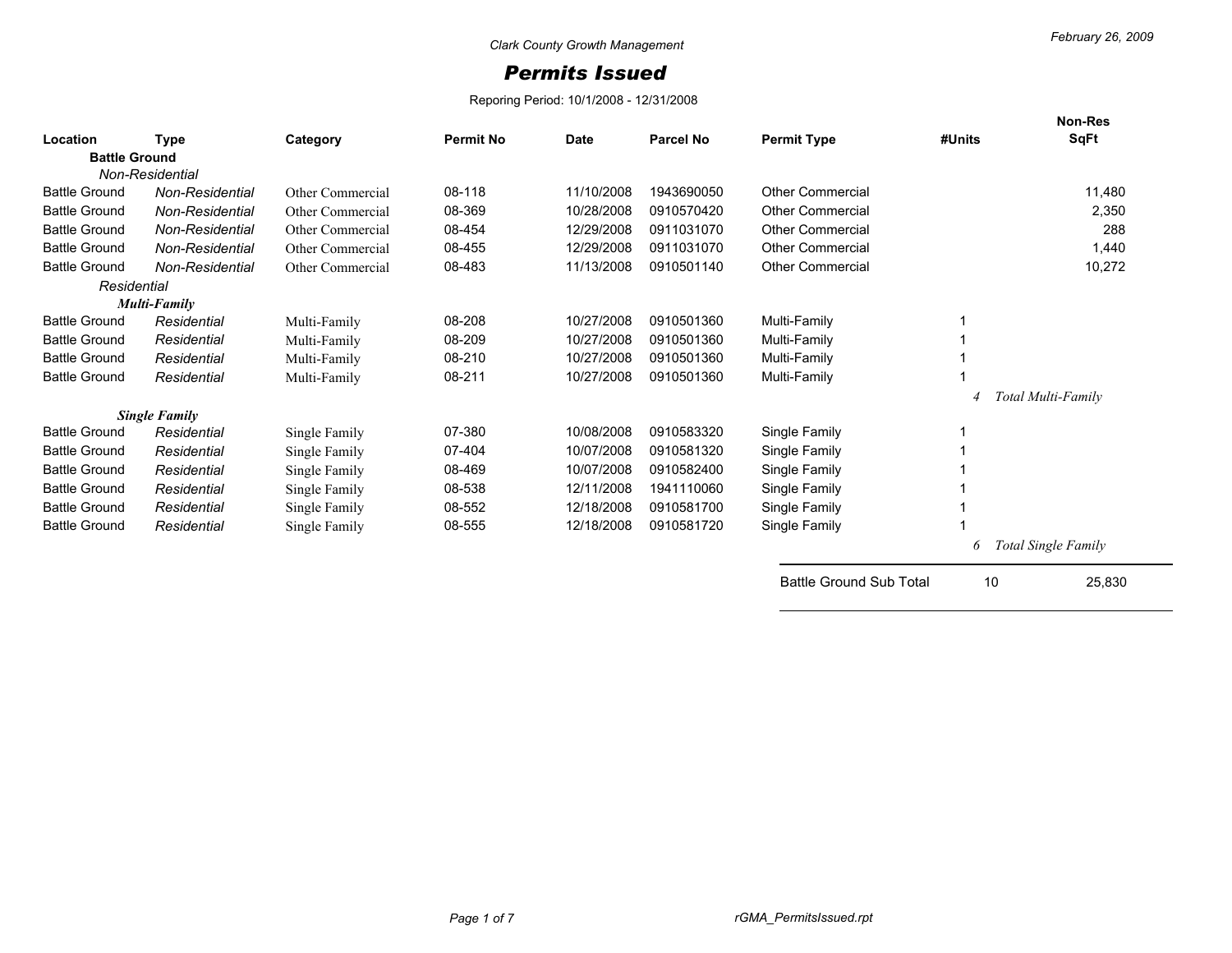Clark County Growth Management

# Permits Issued

Reporing Period: 10/1/2008 - 12/31/2008

February 26, 2009

| Location | Type | Category | Permit No | Date | Parcel No | Permit Type | #Units | Non-Res SqFt |
|---|---|---|---|---|---|---|---|---|
| **Battle Ground** | | | | | | | | |
| *Non-Residential* | | | | | | | | |
| Battle Ground | *Non-Residential* | Other Commercial | 08-118 | 11/10/2008 | 1943690050 | Other Commercial | | 11,480 |
| Battle Ground | *Non-Residential* | Other Commercial | 08-369 | 10/28/2008 | 0910570420 | Other Commercial | | 2,350 |
| Battle Ground | *Non-Residential* | Other Commercial | 08-454 | 12/29/2008 | 0911031070 | Other Commercial | | 288 |
| Battle Ground | *Non-Residential* | Other Commercial | 08-455 | 12/29/2008 | 0911031070 | Other Commercial | | 1,440 |
| Battle Ground | *Non-Residential* | Other Commercial | 08-483 | 11/13/2008 | 0910501140 | Other Commercial | | 10,272 |
| *Residential* | | | | | | | | |
| ***Multi-Family*** | | | | | | | | |
| Battle Ground | *Residential* | Multi-Family | 08-208 | 10/27/2008 | 0910501360 | Multi-Family | 1 | |
| Battle Ground | *Residential* | Multi-Family | 08-209 | 10/27/2008 | 0910501360 | Multi-Family | 1 | |
| Battle Ground | *Residential* | Multi-Family | 08-210 | 10/27/2008 | 0910501360 | Multi-Family | 1 | |
| Battle Ground | *Residential* | Multi-Family | 08-211 | 10/27/2008 | 0910501360 | Multi-Family | 1 | |
| | | | | | | | *4* | *Total Multi-Family* |
| ***Single Family*** | | | | | | | | |
| Battle Ground | *Residential* | Single Family | 07-380 | 10/08/2008 | 0910583320 | Single Family | 1 | |
| Battle Ground | *Residential* | Single Family | 07-404 | 10/07/2008 | 0910581320 | Single Family | 1 | |
| Battle Ground | *Residential* | Single Family | 08-469 | 10/07/2008 | 0910582400 | Single Family | 1 | |
| Battle Ground | *Residential* | Single Family | 08-538 | 12/11/2008 | 1941110060 | Single Family | 1 | |
| Battle Ground | *Residential* | Single Family | 08-552 | 12/18/2008 | 0910581700 | Single Family | 1 | |
| Battle Ground | *Residential* | Single Family | 08-555 | 12/18/2008 | 0910581720 | Single Family | 1 | |
| | | | | | | | *6* | *Total Single Family* |
| | | | | | | Battle Ground Sub Total | 10 | 25,830 |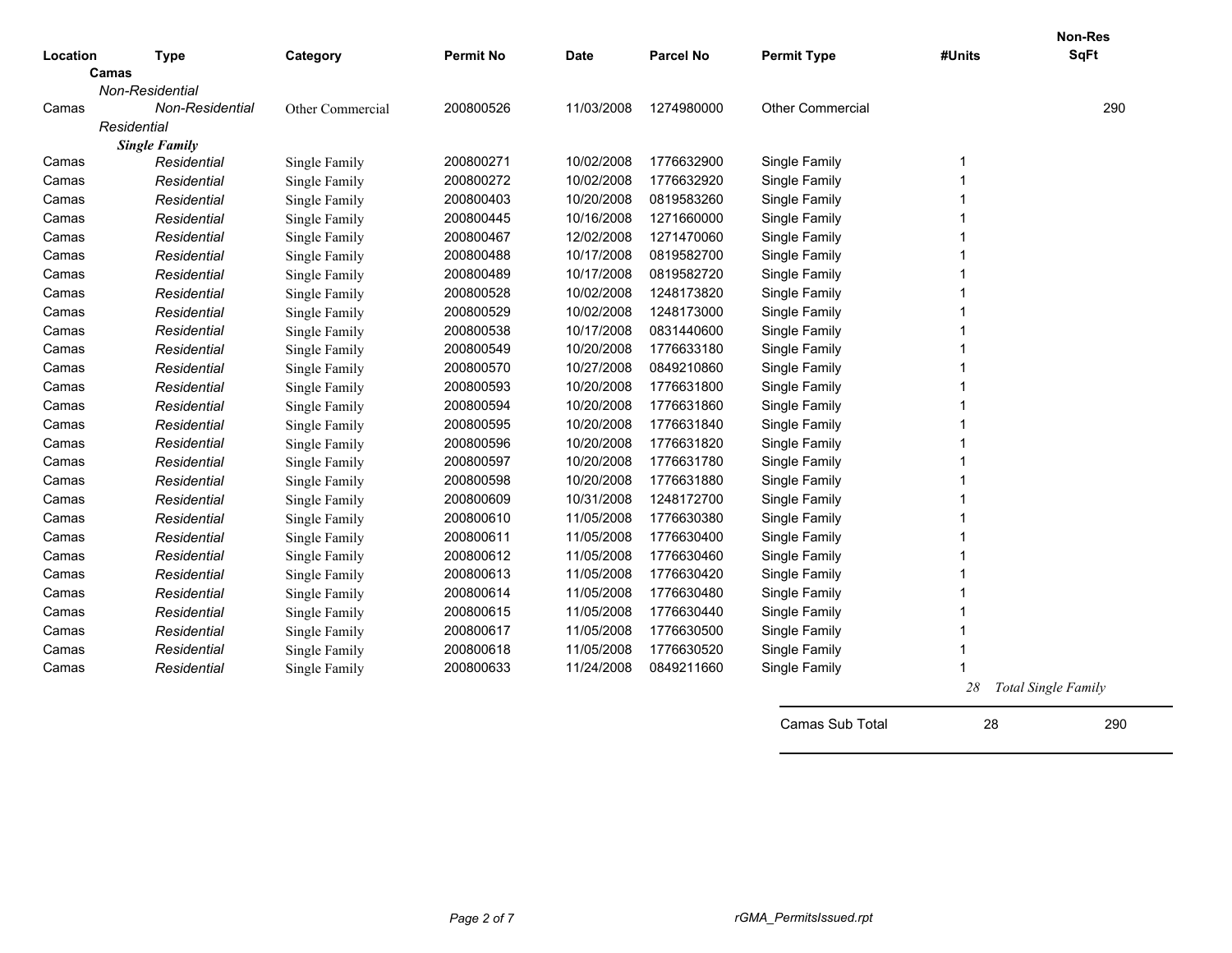| Location | Type | Category | Permit No | Date | Parcel No | Permit Type | #Units | Non-Res SqFt |
|---|---|---|---|---|---|---|---|---|
| **Camas** | | | | | | | | |
| *Non-Residential* | | | | | | | | |
| Camas | *Non-Residential* | Other Commercial | 200800526 | 11/03/2008 | 1274980000 | Other Commercial | | 290 |
| *Residential* | | | | | | | | |
| ***Single Family*** | | | | | | | | |
| Camas | *Residential* | Single Family | 200800271 | 10/02/2008 | 1776632900 | Single Family | 1 | |
| Camas | *Residential* | Single Family | 200800272 | 10/02/2008 | 1776632920 | Single Family | 1 | |
| Camas | *Residential* | Single Family | 200800403 | 10/20/2008 | 0819583260 | Single Family | 1 | |
| Camas | *Residential* | Single Family | 200800445 | 10/16/2008 | 1271660000 | Single Family | 1 | |
| Camas | *Residential* | Single Family | 200800467 | 12/02/2008 | 1271470060 | Single Family | 1 | |
| Camas | *Residential* | Single Family | 200800488 | 10/17/2008 | 0819582700 | Single Family | 1 | |
| Camas | *Residential* | Single Family | 200800489 | 10/17/2008 | 0819582720 | Single Family | 1 | |
| Camas | *Residential* | Single Family | 200800528 | 10/02/2008 | 1248173820 | Single Family | 1 | |
| Camas | *Residential* | Single Family | 200800529 | 10/02/2008 | 1248173000 | Single Family | 1 | |
| Camas | *Residential* | Single Family | 200800538 | 10/17/2008 | 0831440600 | Single Family | 1 | |
| Camas | *Residential* | Single Family | 200800549 | 10/20/2008 | 1776633180 | Single Family | 1 | |
| Camas | *Residential* | Single Family | 200800570 | 10/27/2008 | 0849210860 | Single Family | 1 | |
| Camas | *Residential* | Single Family | 200800593 | 10/20/2008 | 1776631800 | Single Family | 1 | |
| Camas | *Residential* | Single Family | 200800594 | 10/20/2008 | 1776631860 | Single Family | 1 | |
| Camas | *Residential* | Single Family | 200800595 | 10/20/2008 | 1776631840 | Single Family | 1 | |
| Camas | *Residential* | Single Family | 200800596 | 10/20/2008 | 1776631820 | Single Family | 1 | |
| Camas | *Residential* | Single Family | 200800597 | 10/20/2008 | 1776631780 | Single Family | 1 | |
| Camas | *Residential* | Single Family | 200800598 | 10/20/2008 | 1776631880 | Single Family | 1 | |
| Camas | *Residential* | Single Family | 200800609 | 10/31/2008 | 1248172700 | Single Family | 1 | |
| Camas | *Residential* | Single Family | 200800610 | 11/05/2008 | 1776630380 | Single Family | 1 | |
| Camas | *Residential* | Single Family | 200800611 | 11/05/2008 | 1776630400 | Single Family | 1 | |
| Camas | *Residential* | Single Family | 200800612 | 11/05/2008 | 1776630460 | Single Family | 1 | |
| Camas | *Residential* | Single Family | 200800613 | 11/05/2008 | 1776630420 | Single Family | 1 | |
| Camas | *Residential* | Single Family | 200800614 | 11/05/2008 | 1776630480 | Single Family | 1 | |
| Camas | *Residential* | Single Family | 200800615 | 11/05/2008 | 1776630440 | Single Family | 1 | |
| Camas | *Residential* | Single Family | 200800617 | 11/05/2008 | 1776630500 | Single Family | 1 | |
| Camas | *Residential* | Single Family | 200800618 | 11/05/2008 | 1776630520 | Single Family | 1 | |
| Camas | *Residential* | Single Family | 200800633 | 11/24/2008 | 0849211660 | Single Family | 1 | |
| | | | | | | | *28* | *Total Single Family* |
| | | | | | | Camas Sub Total | 28 | 290 |

rGMA_PermitsIssued.rpt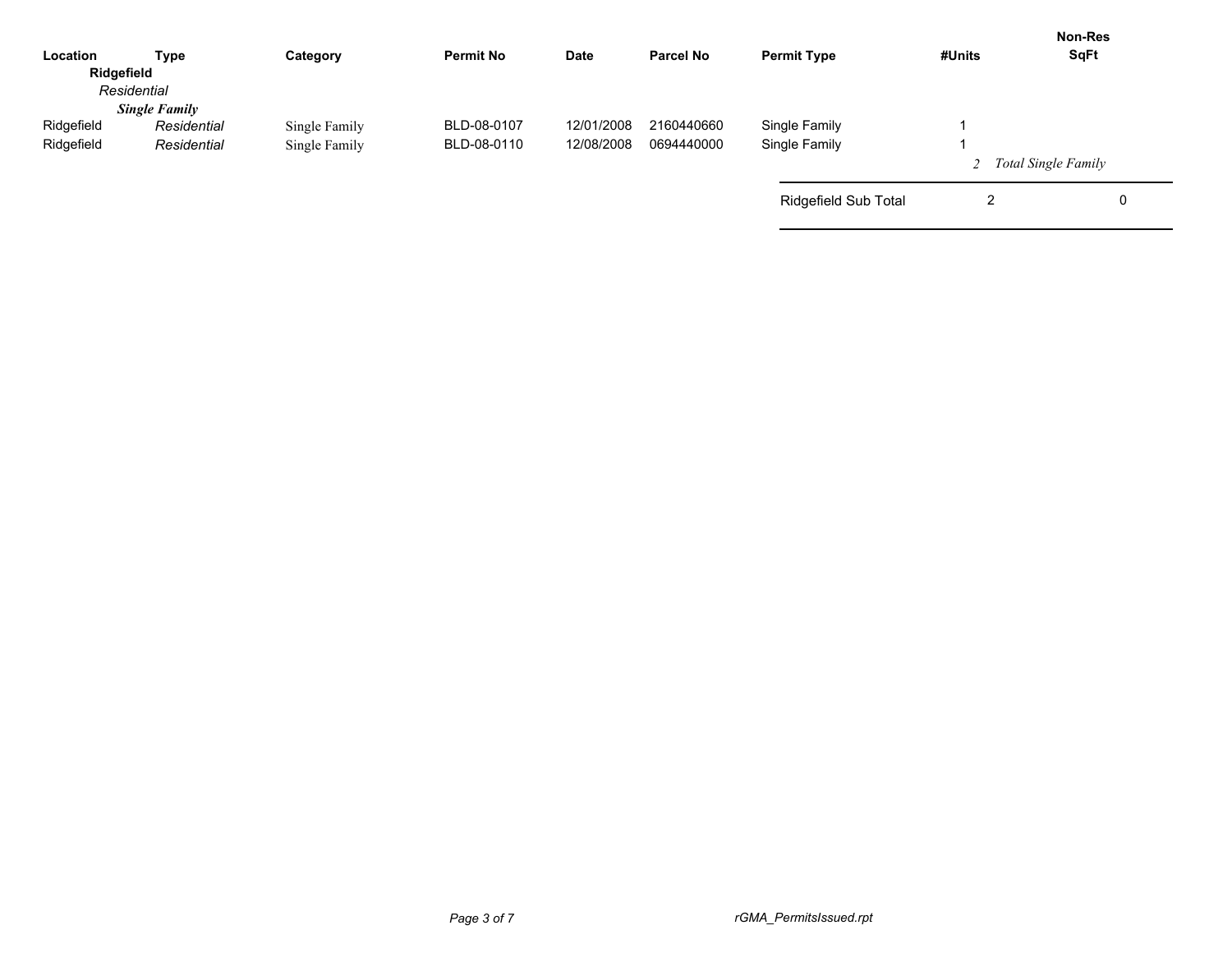| Location | Type | Category | Permit No | Date | Parcel No | Permit Type | #Units | Non-Res SqFt |
|---|---|---|---|---|---|---|---|---|
| **Ridgefield** | | | | | | | | |
| *Residential* | | | | | | | | |
| ***Single Family*** | | | | | | | | |
| Ridgefield | *Residential* | Single Family | BLD-08-0107 | 12/01/2008 | 2160440660 | Single Family | 1 | |
| Ridgefield | *Residential* | Single Family | BLD-08-0110 | 12/08/2008 | 0694440000 | Single Family | 1 | |
| | | | | | | | *2* | *Total Single Family* |
| | | | | | | Ridgefield Sub Total | 2 | 0 |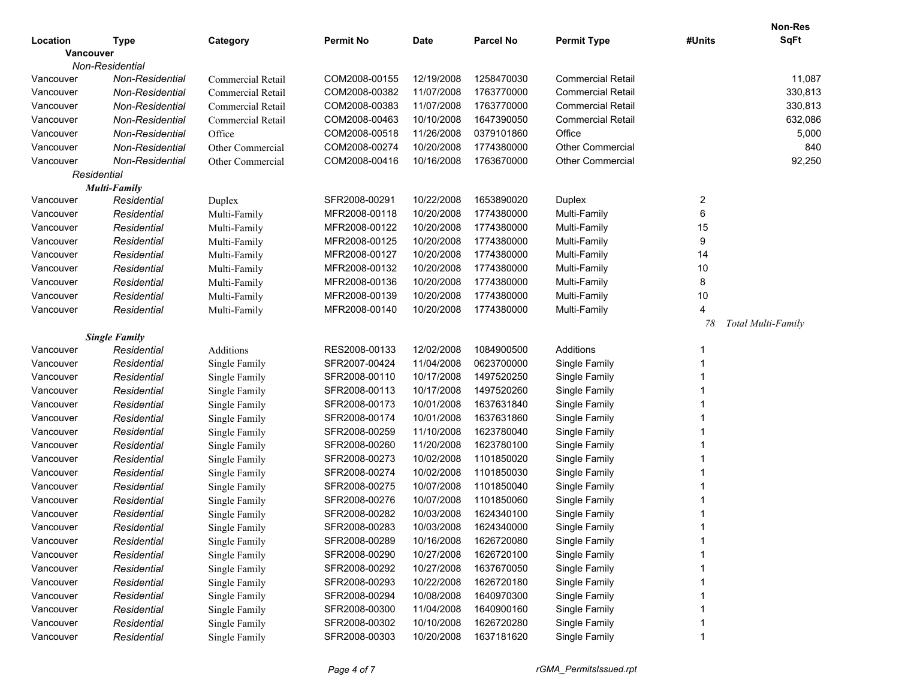| Location | Type | Category | Permit No | Date | Parcel No | Permit Type | #Units | Non-Res SqFt |
|---|---|---|---|---|---|---|---|---|
| **Vancouver** | | | | | | | | |
| *Non-Residential* | | | | | | | | |
| Vancouver | *Non-Residential* | Commercial Retail | COM2008-00155 | 12/19/2008 | 1258470030 | Commercial Retail | | 11,087 |
| Vancouver | *Non-Residential* | Commercial Retail | COM2008-00382 | 11/07/2008 | 1763770000 | Commercial Retail | | 330,813 |
| Vancouver | *Non-Residential* | Commercial Retail | COM2008-00383 | 11/07/2008 | 1763770000 | Commercial Retail | | 330,813 |
| Vancouver | *Non-Residential* | Commercial Retail | COM2008-00463 | 10/10/2008 | 1647390050 | Commercial Retail | | 632,086 |
| Vancouver | *Non-Residential* | Office | COM2008-00518 | 11/26/2008 | 0379101860 | Office | | 5,000 |
| Vancouver | *Non-Residential* | Other Commercial | COM2008-00274 | 10/20/2008 | 1774380000 | Other Commercial | | 840 |
| Vancouver | *Non-Residential* | Other Commercial | COM2008-00416 | 10/16/2008 | 1763670000 | Other Commercial | | 92,250 |
| *Residential* | | | | | | | | |
| ***Multi-Family*** | | | | | | | | |
| Vancouver | *Residential* | Duplex | SFR2008-00291 | 10/22/2008 | 1653890020 | Duplex | 2 | |
| Vancouver | *Residential* | Multi-Family | MFR2008-00118 | 10/20/2008 | 1774380000 | Multi-Family | 6 | |
| Vancouver | *Residential* | Multi-Family | MFR2008-00122 | 10/20/2008 | 1774380000 | Multi-Family | 15 | |
| Vancouver | *Residential* | Multi-Family | MFR2008-00125 | 10/20/2008 | 1774380000 | Multi-Family | 9 | |
| Vancouver | *Residential* | Multi-Family | MFR2008-00127 | 10/20/2008 | 1774380000 | Multi-Family | 14 | |
| Vancouver | *Residential* | Multi-Family | MFR2008-00132 | 10/20/2008 | 1774380000 | Multi-Family | 10 | |
| Vancouver | *Residential* | Multi-Family | MFR2008-00136 | 10/20/2008 | 1774380000 | Multi-Family | 8 | |
| Vancouver | *Residential* | Multi-Family | MFR2008-00139 | 10/20/2008 | 1774380000 | Multi-Family | 10 | |
| Vancouver | *Residential* | Multi-Family | MFR2008-00140 | 10/20/2008 | 1774380000 | Multi-Family | 4 | |
| | | | | | | | *78* | *Total Multi-Family* |
| ***Single Family*** | | | | | | | | |
| Vancouver | *Residential* | Additions | RES2008-00133 | 12/02/2008 | 1084900500 | Additions | 1 | |
| Vancouver | *Residential* | Single Family | SFR2007-00424 | 11/04/2008 | 0623700000 | Single Family | 1 | |
| Vancouver | *Residential* | Single Family | SFR2008-00110 | 10/17/2008 | 1497520250 | Single Family | 1 | |
| Vancouver | *Residential* | Single Family | SFR2008-00113 | 10/17/2008 | 1497520260 | Single Family | 1 | |
| Vancouver | *Residential* | Single Family | SFR2008-00173 | 10/01/2008 | 1637631840 | Single Family | 1 | |
| Vancouver | *Residential* | Single Family | SFR2008-00174 | 10/01/2008 | 1637631860 | Single Family | 1 | |
| Vancouver | *Residential* | Single Family | SFR2008-00259 | 11/10/2008 | 1623780040 | Single Family | 1 | |
| Vancouver | *Residential* | Single Family | SFR2008-00260 | 11/20/2008 | 1623780100 | Single Family | 1 | |
| Vancouver | *Residential* | Single Family | SFR2008-00273 | 10/02/2008 | 1101850020 | Single Family | 1 | |
| Vancouver | *Residential* | Single Family | SFR2008-00274 | 10/02/2008 | 1101850030 | Single Family | 1 | |
| Vancouver | *Residential* | Single Family | SFR2008-00275 | 10/07/2008 | 1101850040 | Single Family | 1 | |
| Vancouver | *Residential* | Single Family | SFR2008-00276 | 10/07/2008 | 1101850060 | Single Family | 1 | |
| Vancouver | *Residential* | Single Family | SFR2008-00282 | 10/03/2008 | 1624340100 | Single Family | 1 | |
| Vancouver | *Residential* | Single Family | SFR2008-00283 | 10/03/2008 | 1624340000 | Single Family | 1 | |
| Vancouver | *Residential* | Single Family | SFR2008-00289 | 10/16/2008 | 1626720080 | Single Family | 1 | |
| Vancouver | *Residential* | Single Family | SFR2008-00290 | 10/27/2008 | 1626720100 | Single Family | 1 | |
| Vancouver | *Residential* | Single Family | SFR2008-00292 | 10/27/2008 | 1637670050 | Single Family | 1 | |
| Vancouver | *Residential* | Single Family | SFR2008-00293 | 10/22/2008 | 1626720180 | Single Family | 1 | |
| Vancouver | *Residential* | Single Family | SFR2008-00294 | 10/08/2008 | 1640970300 | Single Family | 1 | |
| Vancouver | *Residential* | Single Family | SFR2008-00300 | 11/04/2008 | 1640900160 | Single Family | 1 | |
| Vancouver | *Residential* | Single Family | SFR2008-00302 | 10/10/2008 | 1626720280 | Single Family | 1 | |
| Vancouver | *Residential* | Single Family | SFR2008-00303 | 10/20/2008 | 1637181620 | Single Family | 1 | |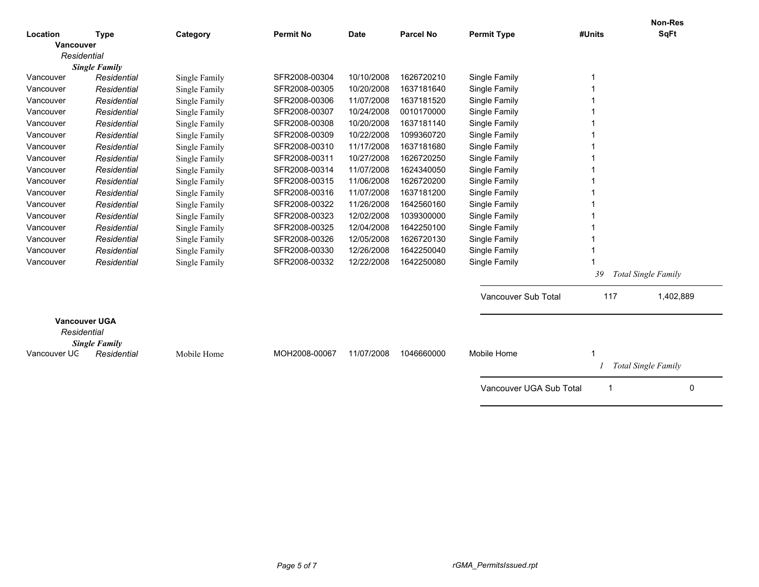| Location | Type | Category | Permit No | Date | Parcel No | Permit Type | #Units | Non-Res SqFt |
|---|---|---|---|---|---|---|---|---|
| **Vancouver** | | | | | | | | |
| *Residential* | | | | | | | | |
| ***Single Family*** | | | | | | | | |
| Vancouver | *Residential* | Single Family | SFR2008-00304 | 10/10/2008 | 1626720210 | Single Family | 1 | |
| Vancouver | *Residential* | Single Family | SFR2008-00305 | 10/20/2008 | 1637181640 | Single Family | 1 | |
| Vancouver | *Residential* | Single Family | SFR2008-00306 | 11/07/2008 | 1637181520 | Single Family | 1 | |
| Vancouver | *Residential* | Single Family | SFR2008-00307 | 10/24/2008 | 0010170000 | Single Family | 1 | |
| Vancouver | *Residential* | Single Family | SFR2008-00308 | 10/20/2008 | 1637181140 | Single Family | 1 | |
| Vancouver | *Residential* | Single Family | SFR2008-00309 | 10/22/2008 | 1099360720 | Single Family | 1 | |
| Vancouver | *Residential* | Single Family | SFR2008-00310 | 11/17/2008 | 1637181680 | Single Family | 1 | |
| Vancouver | *Residential* | Single Family | SFR2008-00311 | 10/27/2008 | 1626720250 | Single Family | 1 | |
| Vancouver | *Residential* | Single Family | SFR2008-00314 | 11/07/2008 | 1624340050 | Single Family | 1 | |
| Vancouver | *Residential* | Single Family | SFR2008-00315 | 11/06/2008 | 1626720200 | Single Family | 1 | |
| Vancouver | *Residential* | Single Family | SFR2008-00316 | 11/07/2008 | 1637181200 | Single Family | 1 | |
| Vancouver | *Residential* | Single Family | SFR2008-00322 | 11/26/2008 | 1642560160 | Single Family | 1 | |
| Vancouver | *Residential* | Single Family | SFR2008-00323 | 12/02/2008 | 1039300000 | Single Family | 1 | |
| Vancouver | *Residential* | Single Family | SFR2008-00325 | 12/04/2008 | 1642250100 | Single Family | 1 | |
| Vancouver | *Residential* | Single Family | SFR2008-00326 | 12/05/2008 | 1626720130 | Single Family | 1 | |
| Vancouver | *Residential* | Single Family | SFR2008-00330 | 12/26/2008 | 1642250040 | Single Family | 1 | |
| Vancouver | *Residential* | Single Family | SFR2008-00332 | 12/22/2008 | 1642250080 | Single Family | 1 | |
| | | | | | | | *39* | *Total Single Family* |
| | | | | | | Vancouver Sub Total | 117 | 1,402,889 |
| **Vancouver UGA** | | | | | | | | |
| *Residential* | | | | | | | | |
| ***Single Family*** | | | | | | | | |
| Vancouver UG | *Residential* | Mobile Home | MOH2008-00067 | 11/07/2008 | 1046660000 | Mobile Home | 1 | |
| | | | | | | | *1* | *Total Single Family* |
| | | | | | | Vancouver UGA Sub Total | 1 | 0 |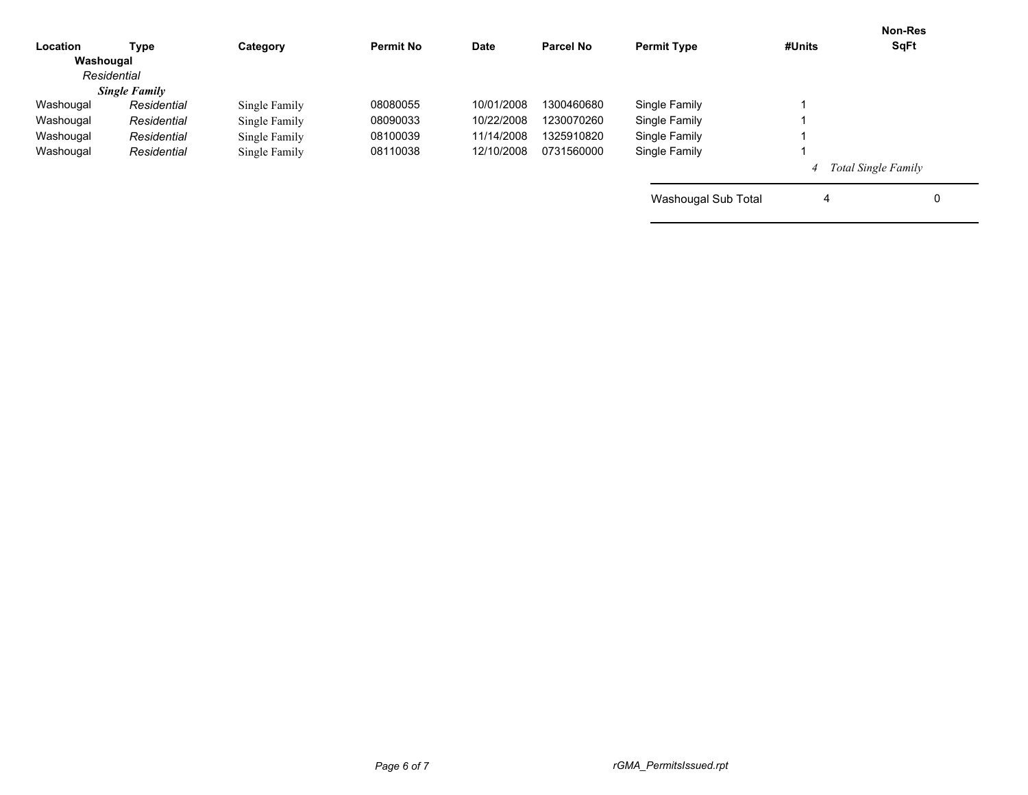| Location | Type | Category | Permit No | Date | Parcel No | Permit Type | #Units | Non-Res SqFt |
|---|---|---|---|---|---|---|---|---|
| **Washougal** | | | | | | | | |
| *Residential* | | | | | | | | |
| ***Single Family*** | | | | | | | | |
| Washougal | *Residential* | Single Family | 08080055 | 10/01/2008 | 1300460680 | Single Family | 1 | |
| Washougal | *Residential* | Single Family | 08090033 | 10/22/2008 | 1230070260 | Single Family | 1 | |
| Washougal | *Residential* | Single Family | 08100039 | 11/14/2008 | 1325910820 | Single Family | 1 | |
| Washougal | *Residential* | Single Family | 08110038 | 12/10/2008 | 0731560000 | Single Family | 1 | |
| | | | | | | | *4* | *Total Single Family* |
| | | | | | | Washougal Sub Total | 4 | 0 |

rGMA_PermitsIssued.rpt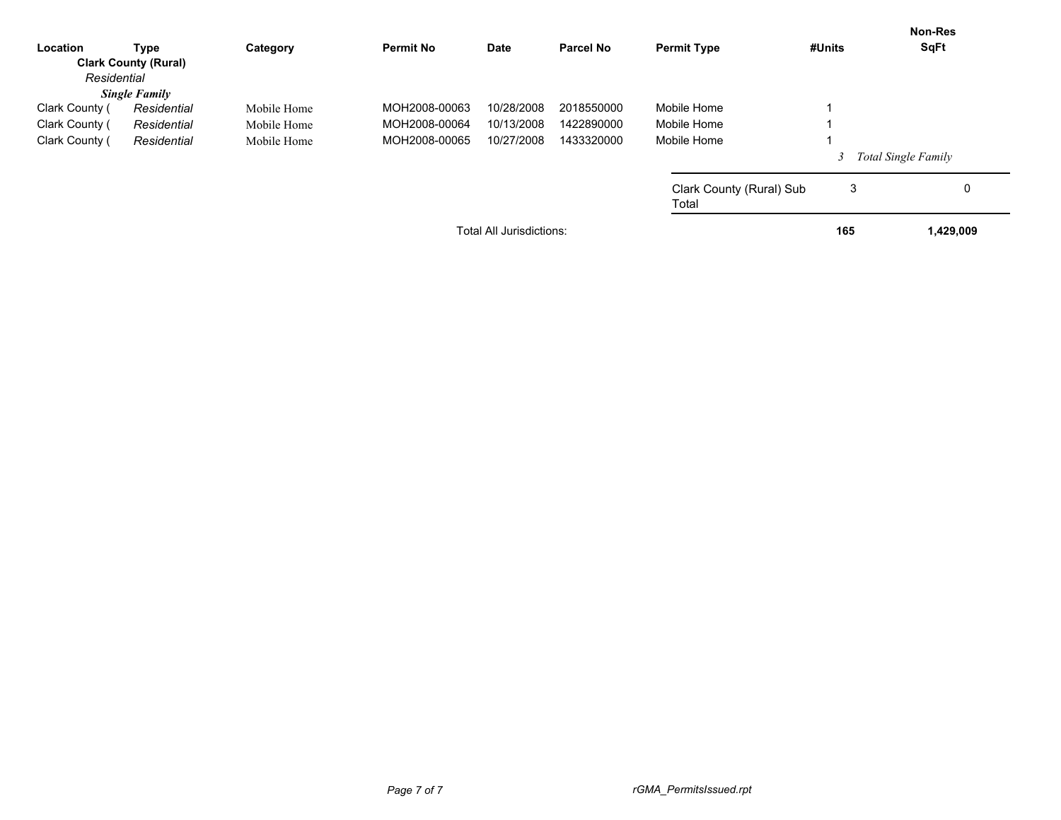| Location | Type | Category | Permit No | Date | Parcel No | Permit Type | #Units | Non-Res SqFt |
|---|---|---|---|---|---|---|---|---|
| **Clark County (Rural)** | | | | | | | | |
| *Residential* | | | | | | | | |
| ***Single Family*** | | | | | | | | |
| Clark County ( | *Residential* | Mobile Home | MOH2008-00063 | 10/28/2008 | 2018550000 | Mobile Home | 1 | |
| Clark County ( | *Residential* | Mobile Home | MOH2008-00064 | 10/13/2008 | 1422890000 | Mobile Home | 1 | |
| Clark County ( | *Residential* | Mobile Home | MOH2008-00065 | 10/27/2008 | 1433320000 | Mobile Home | 1 | |
| | | | | | | | *3* | *Total Single Family* |
| | | | | | | Clark County (Rural) Sub Total | 3 | 0 |
| | | | | Total All Jurisdictions: | | | **165** | **1,429,009** |